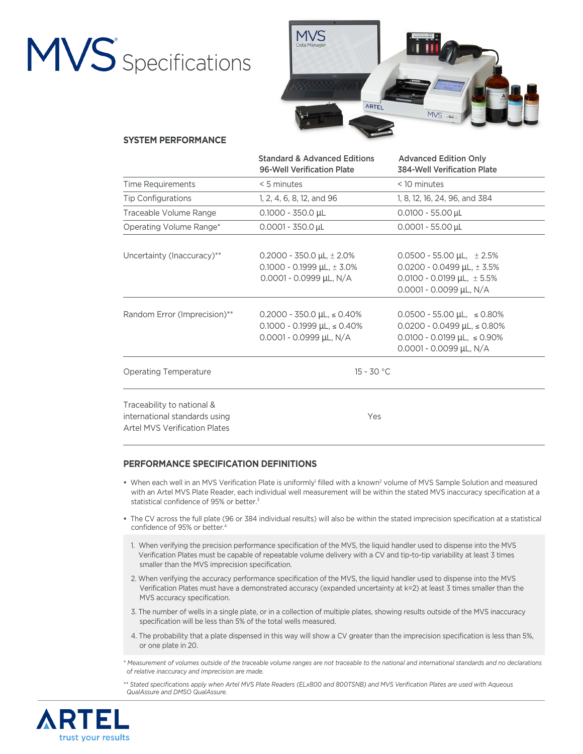# MVS® Specifications

## SYSTEM PERFORMANCE

| | Standard & Advanced Editions 96-Well Verification Plate | Advanced Edition Only 384-Well Verification Plate |
|---|---|---|
| Time Requirements | < 5 minutes | < 10 minutes |
| Tip Configurations | 1, 2, 4, 6, 8, 12, and 96 | 1, 8, 12, 16, 24, 96, and 384 |
| Traceable Volume Range | 0.1000 - 350.0 µL | 0.0100 - 55.00 µL |
| Operating Volume Range* | 0.0001 - 350.0 µL | 0.0001 - 55.00 µL |
| Uncertainty (Inaccuracy)** | 0.2000 - 350.0 µL, ± 2.0%<br>0.1000 - 0.1999 µL, ± 3.0%<br>0.0001 - 0.0999 µL, N/A | 0.0500 - 55.00 µL, ± 2.5%<br>0.0200 - 0.0499 µL, ± 3.5%<br>0.0100 - 0.0199 µL, ± 5.5%<br>0.0001 - 0.0099 µL, N/A |
| Random Error (Imprecision)** | 0.2000 - 350.0 µL, ≤ 0.40%<br>0.1000 - 0.1999 µL, ≤ 0.40%<br>0.0001 - 0.0999 µL, N/A | 0.0500 - 55.00 µL, ≤ 0.80%<br>0.0200 - 0.0499 µL, ≤ 0.80%<br>0.0100 - 0.0199 µL, ≤ 0.90%<br>0.0001 - 0.0099 µL, N/A |
| Operating Temperature | 15 - 30 °C | |
| Traceability to national & international standards using Artel MVS Verification Plates | Yes | |

## PERFORMANCE SPECIFICATION DEFINITIONS

- When each well in an MVS Verification Plate is uniformly[1] filled with a known[2] volume of MVS Sample Solution and measured with an Artel MVS Plate Reader, each individual well measurement will be within the stated MVS inaccuracy specification at a statistical confidence of 95% or better.[3]
- The CV across the full plate (96 or 384 individual results) will also be within the stated imprecision specification at a statistical confidence of 95% or better.[4]

1. When verifying the precision performance specification of the MVS, the liquid handler used to dispense into the MVS Verification Plates must be capable of repeatable volume delivery with a CV and tip-to-tip variability at least 3 times smaller than the MVS imprecision specification.
2. When verifying the accuracy performance specification of the MVS, the liquid handler used to dispense into the MVS Verification Plates must have a demonstrated accuracy (expanded uncertainty at k=2) at least 3 times smaller than the MVS accuracy specification.
3. The number of wells in a single plate, or in a collection of multiple plates, showing results outside of the MVS inaccuracy specification will be less than 5% of the total wells measured.
4. The probability that a plate dispensed in this way will show a CV greater than the imprecision specification is less than 5%, or one plate in 20.

*\* Measurement of volumes outside of the traceable volume ranges are not traceable to the national and international standards and no declarations of relative inaccuracy and imprecision are made.*

*\*\* Stated specifications apply when Artel MVS Plate Readers (ELx800 and 800TSNB) and MVS Verification Plates are used with Aqueous QualAssure and DMSO QualAssure.*

ARTEL
trust your results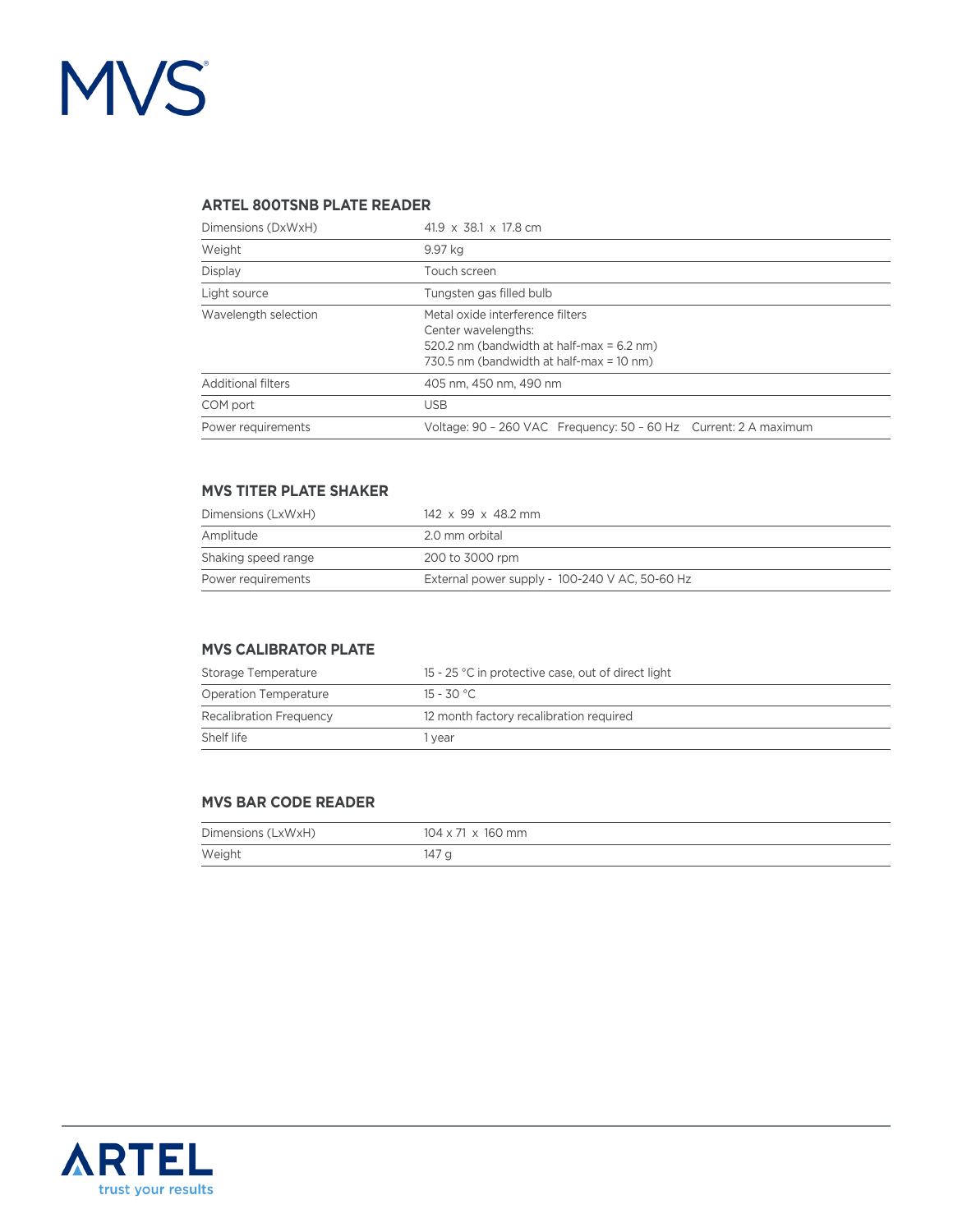MVS

### ARTEL 800TSNB PLATE READER

| | |
|---|---|
| Dimensions (DxWxH) | 41.9 x 38.1 x 17.8 cm |
| Weight | 9.97 kg |
| Display | Touch screen |
| Light source | Tungsten gas filled bulb |
| Wavelength selection | Metal oxide interference filters<br>Center wavelengths:<br>520.2 nm (bandwidth at half-max = 6.2 nm)<br>730.5 nm (bandwidth at half-max = 10 nm) |
| Additional filters | 405 nm, 450 nm, 490 nm |
| COM port | USB |
| Power requirements | Voltage: 90 – 260 VAC Frequency: 50 – 60 Hz Current: 2 A maximum |

### MVS TITER PLATE SHAKER

| | |
|---|---|
| Dimensions (LxWxH) | 142 x 99 x 48.2 mm |
| Amplitude | 2.0 mm orbital |
| Shaking speed range | 200 to 3000 rpm |
| Power requirements | External power supply - 100-240 V AC, 50-60 Hz |

### MVS CALIBRATOR PLATE

| | |
|---|---|
| Storage Temperature | 15 - 25 °C in protective case, out of direct light |
| Operation Temperature | 15 - 30 °C |
| Recalibration Frequency | 12 month factory recalibration required |
| Shelf life | 1 year |

### MVS BAR CODE READER

| | |
|---|---|
| Dimensions (LxWxH) | 104 x 71 x 160 mm |
| Weight | 147 g |

ARTEL
trust your results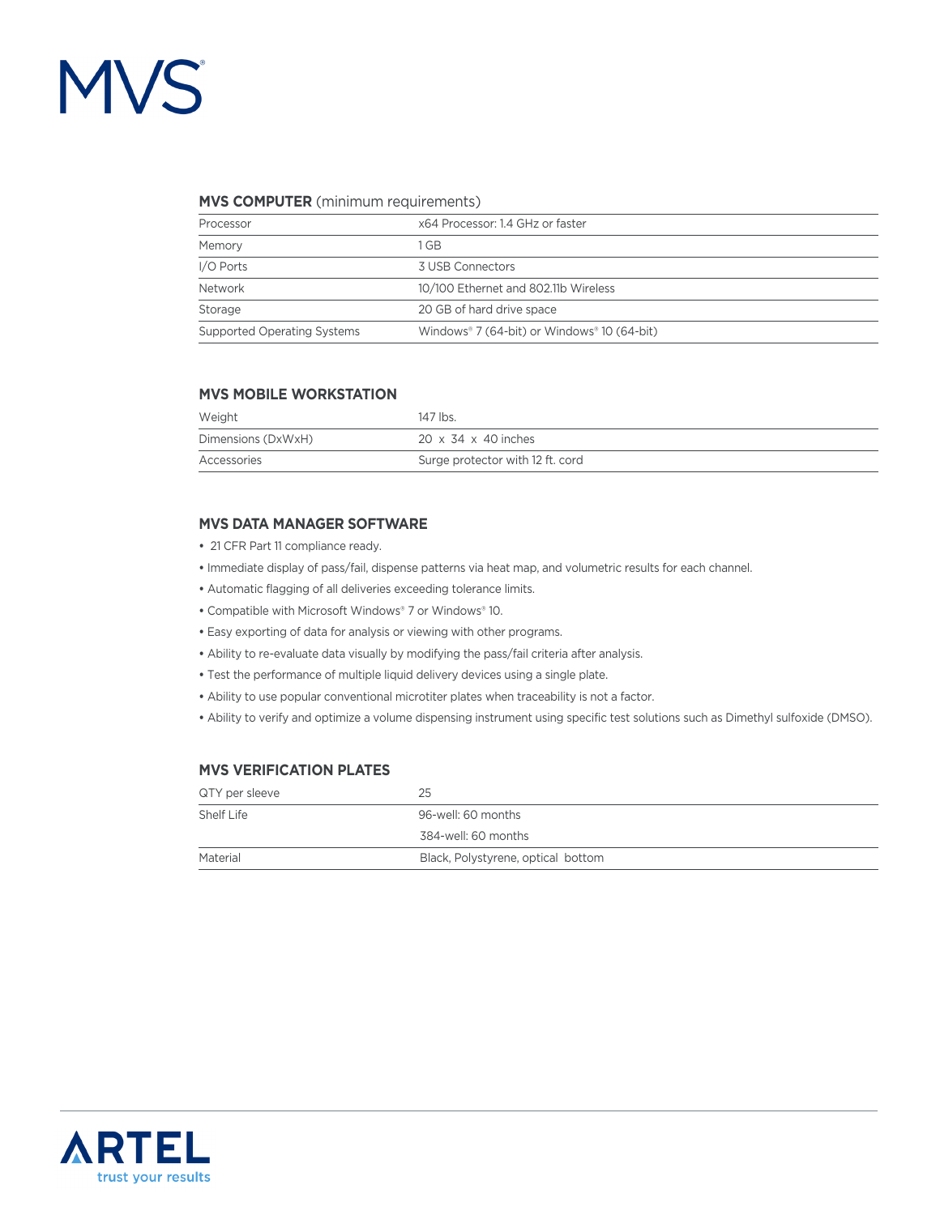### MVS COMPUTER (minimum requirements)

| | |
|---|---|
| Processor | x64 Processor: 1.4 GHz or faster |
| Memory | 1 GB |
| I/O Ports | 3 USB Connectors |
| Network | 10/100 Ethernet and 802.11b Wireless |
| Storage | 20 GB of hard drive space |
| Supported Operating Systems | Windows® 7 (64-bit) or Windows® 10 (64-bit) |

### MVS MOBILE WORKSTATION

| | |
|---|---|
| Weight | 147 lbs. |
| Dimensions (DxWxH) | 20 x 34 x 40 inches |
| Accessories | Surge protector with 12 ft. cord |

### MVS DATA MANAGER SOFTWARE

- 21 CFR Part 11 compliance ready.
- Immediate display of pass/fail, dispense patterns via heat map, and volumetric results for each channel.
- Automatic flagging of all deliveries exceeding tolerance limits.
- Compatible with Microsoft Windows® 7 or Windows® 10.
- Easy exporting of data for analysis or viewing with other programs.
- Ability to re-evaluate data visually by modifying the pass/fail criteria after analysis.
- Test the performance of multiple liquid delivery devices using a single plate.
- Ability to use popular conventional microtiter plates when traceability is not a factor.
- Ability to verify and optimize a volume dispensing instrument using specific test solutions such as Dimethyl sulfoxide (DMSO).

### MVS VERIFICATION PLATES

| | |
|---|---|
| QTY per sleeve | 25 |
| Shelf Life | 96-well: 60 months<br>384-well: 60 months |
| Material | Black, Polystyrene, optical bottom |

ARTEL
trust your results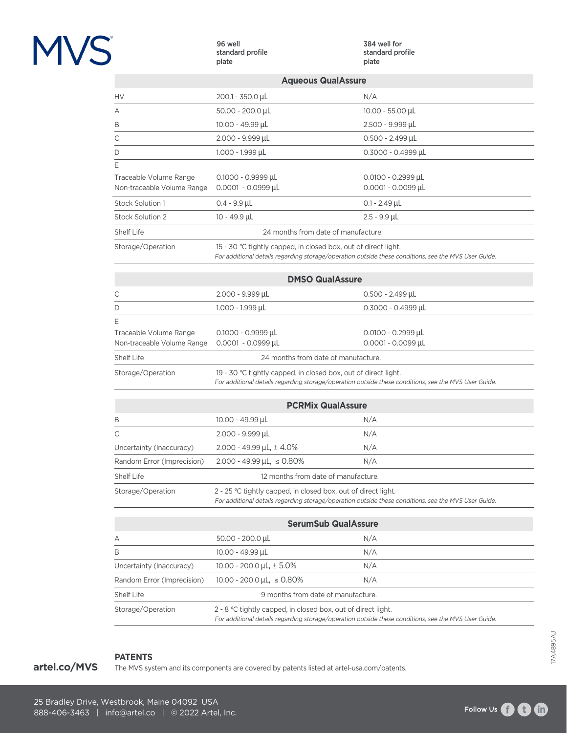MVS®

| | 96 well standard profile plate | 384 well for standard profile plate |
|---|---|---|
| **Aqueous QualAssure** | | |
| HV | 200.1 - 350.0 µL | N/A |
| A | 50.00 - 200.0 µL | 10.00 - 55.00 µL |
| B | 10.00 - 49.99 µL | 2.500 - 9.999 µL |
| C | 2.000 - 9.999 µL | 0.500 - 2.499 µL |
| D | 1.000 - 1.999 µL | 0.3000 - 0.4999 µL |
| E | | |
| Traceable Volume Range | 0.1000 - 0.9999 µL | 0.0100 - 0.2999 µL |
| Non-traceable Volume Range | 0.0001 - 0.0999 µL | 0.0001 - 0.0099 µL |
| Stock Solution 1 | 0.4 - 9.9 µL | 0.1 - 2.49 µL |
| Stock Solution 2 | 10 - 49.9 µL | 2.5 - 9.9 µL |
| Shelf Life | 24 months from date of manufacture. | |
| Storage/Operation | 15 - 30 °C tightly capped, in closed box, out of direct light. *For additional details regarding storage/operation outside these conditions, see the MVS User Guide.* | |

| | | |
|---|---|---|
| **DMSO QualAssure** | | |
| C | 2.000 - 9.999 µL | 0.500 - 2.499 µL |
| D | 1.000 - 1.999 µL | 0.3000 - 0.4999 µL |
| E | | |
| Traceable Volume Range | 0.1000 - 0.9999 µL | 0.0100 - 0.2999 µL |
| Non-traceable Volume Range | 0.0001 - 0.0999 µL | 0.0001 - 0.0099 µL |
| Shelf Life | 24 months from date of manufacture. | |
| Storage/Operation | 19 - 30 °C tightly capped, in closed box, out of direct light. *For additional details regarding storage/operation outside these conditions, see the MVS User Guide.* | |

| | | |
|---|---|---|
| **PCRMix QualAssure** | | |
| B | 10.00 - 49.99 µL | N/A |
| C | 2.000 - 9.999 µL | N/A |
| Uncertainty (Inaccuracy) | 2.000 - 49.99 µL, ± 4.0% | N/A |
| Random Error (Imprecision) | 2.000 - 49.99 µL, ≤ 0.80% | N/A |
| Shelf Life | 12 months from date of manufacture. | |
| Storage/Operation | 2 - 25 °C tightly capped, in closed box, out of direct light. *For additional details regarding storage/operation outside these conditions, see the MVS User Guide.* | |

| | | |
|---|---|---|
| **SerumSub QualAssure** | | |
| A | 50.00 - 200.0 µL | N/A |
| B | 10.00 - 49.99 µL | N/A |
| Uncertainty (Inaccuracy) | 10.00 - 200.0 µL, ± 5.0% | N/A |
| Random Error (Imprecision) | 10.00 - 200.0 µL, ≤ 0.80% | N/A |
| Shelf Life | 9 months from date of manufacture. | |
| Storage/Operation | 2 - 8 °C tightly capped, in closed box, out of direct light. *For additional details regarding storage/operation outside these conditions, see the MVS User Guide.* | |

## PATENTS

The MVS system and its components are covered by patents listed at artel-usa.com/patents.

**artel.co/MVS**

17A4895AJ

25 Bradley Drive, Westbrook, Maine 04092 USA
888-406-3463 | info@artel.co | © 2022 Artel, Inc.

Follow Us